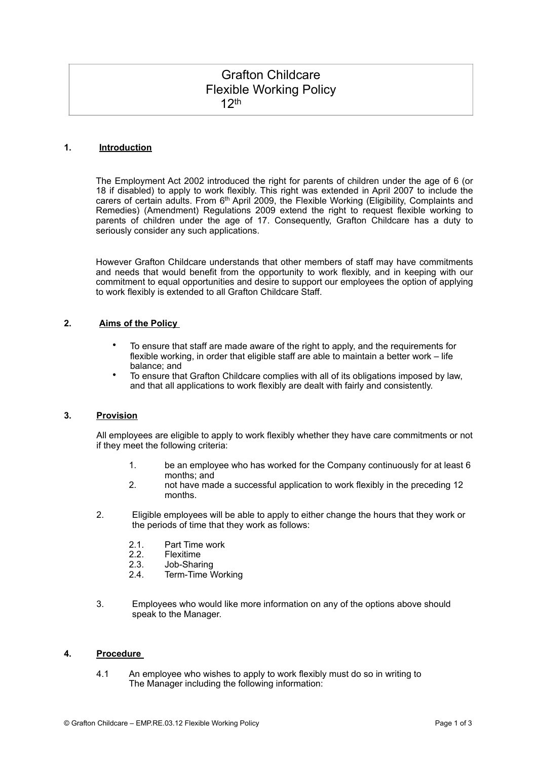# Grafton Childcare
# Flexible Working Policy
12th

## 1. Introduction

The Employment Act 2002 introduced the right for parents of children under the age of 6 (or 18 if disabled) to apply to work flexibly. This right was extended in April 2007 to include the carers of certain adults. From 6th April 2009, the Flexible Working (Eligibility, Complaints and Remedies) (Amendment) Regulations 2009 extend the right to request flexible working to parents of children under the age of 17. Consequently, Grafton Childcare has a duty to seriously consider any such applications.

However Grafton Childcare understands that other members of staff may have commitments and needs that would benefit from the opportunity to work flexibly, and in keeping with our commitment to equal opportunities and desire to support our employees the option of applying to work flexibly is extended to all Grafton Childcare Staff.

## 2. Aims of the Policy

- To ensure that staff are made aware of the right to apply, and the requirements for flexible working, in order that eligible staff are able to maintain a better work – life balance; and
- To ensure that Grafton Childcare complies with all of its obligations imposed by law, and that all applications to work flexibly are dealt with fairly and consistently.

## 3. Provision

All employees are eligible to apply to work flexibly whether they have care commitments or not if they meet the following criteria:

1. be an employee who has worked for the Company continuously for at least 6 months; and
2. not have made a successful application to work flexibly in the preceding 12 months.

2. Eligible employees will be able to apply to either change the hours that they work or the periods of time that they work as follows:

   2.1. Part Time work
   2.2. Flexitime
   2.3. Job-Sharing
   2.4. Term-Time Working

3. Employees who would like more information on any of the options above should speak to the Manager.

## 4. Procedure

4.1 An employee who wishes to apply to work flexibly must do so in writing to The Manager including the following information: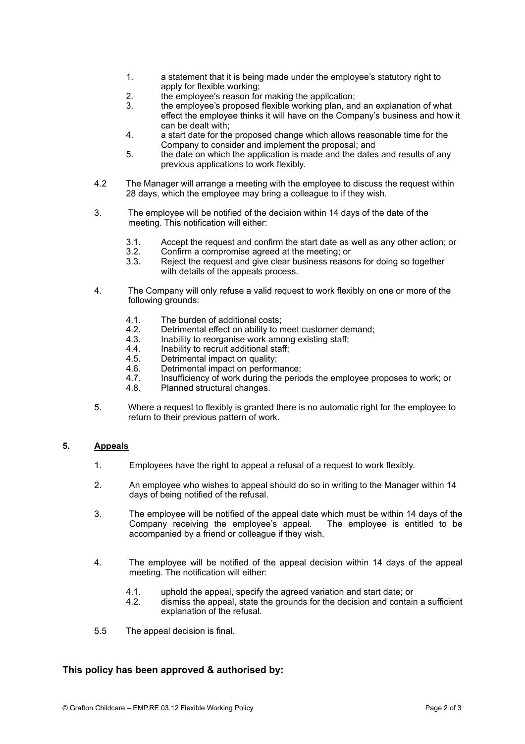1. a statement that it is being made under the employee's statutory right to apply for flexible working;
2. the employee's reason for making the application;
3. the employee's proposed flexible working plan, and an explanation of what effect the employee thinks it will have on the Company's business and how it can be dealt with;
4. a start date for the proposed change which allows reasonable time for the Company to consider and implement the proposal; and
5. the date on which the application is made and the dates and results of any previous applications to work flexibly.

4.2 The Manager will arrange a meeting with the employee to discuss the request within 28 days, which the employee may bring a colleague to if they wish.

3. The employee will be notified of the decision within 14 days of the date of the meeting. This notification will either:

   3.1. Accept the request and confirm the start date as well as any other action; or
   3.2. Confirm a compromise agreed at the meeting; or
   3.3. Reject the request and give clear business reasons for doing so together with details of the appeals process.

4. The Company will only refuse a valid request to work flexibly on one or more of the following grounds:

   4.1. The burden of additional costs;
   4.2. Detrimental effect on ability to meet customer demand;
   4.3. Inability to reorganise work among existing staff;
   4.4. Inability to recruit additional staff;
   4.5. Detrimental impact on quality;
   4.6. Detrimental impact on performance;
   4.7. Insufficiency of work during the periods the employee proposes to work; or
   4.8. Planned structural changes.

5. Where a request to flexibly is granted there is no automatic right for the employee to return to their previous pattern of work.

## 5. Appeals

1. Employees have the right to appeal a refusal of a request to work flexibly.

2. An employee who wishes to appeal should do so in writing to the Manager within 14 days of being notified of the refusal.

3. The employee will be notified of the appeal date which must be within 14 days of the Company receiving the employee's appeal. The employee is entitled to be accompanied by a friend or colleague if they wish.

4. The employee will be notified of the appeal decision within 14 days of the appeal meeting. The notification will either:

   4.1. uphold the appeal, specify the agreed variation and start date; or
   4.2. dismiss the appeal, state the grounds for the decision and contain a sufficient explanation of the refusal.

5.5 The appeal decision is final.

**This policy has been approved & authorised by:**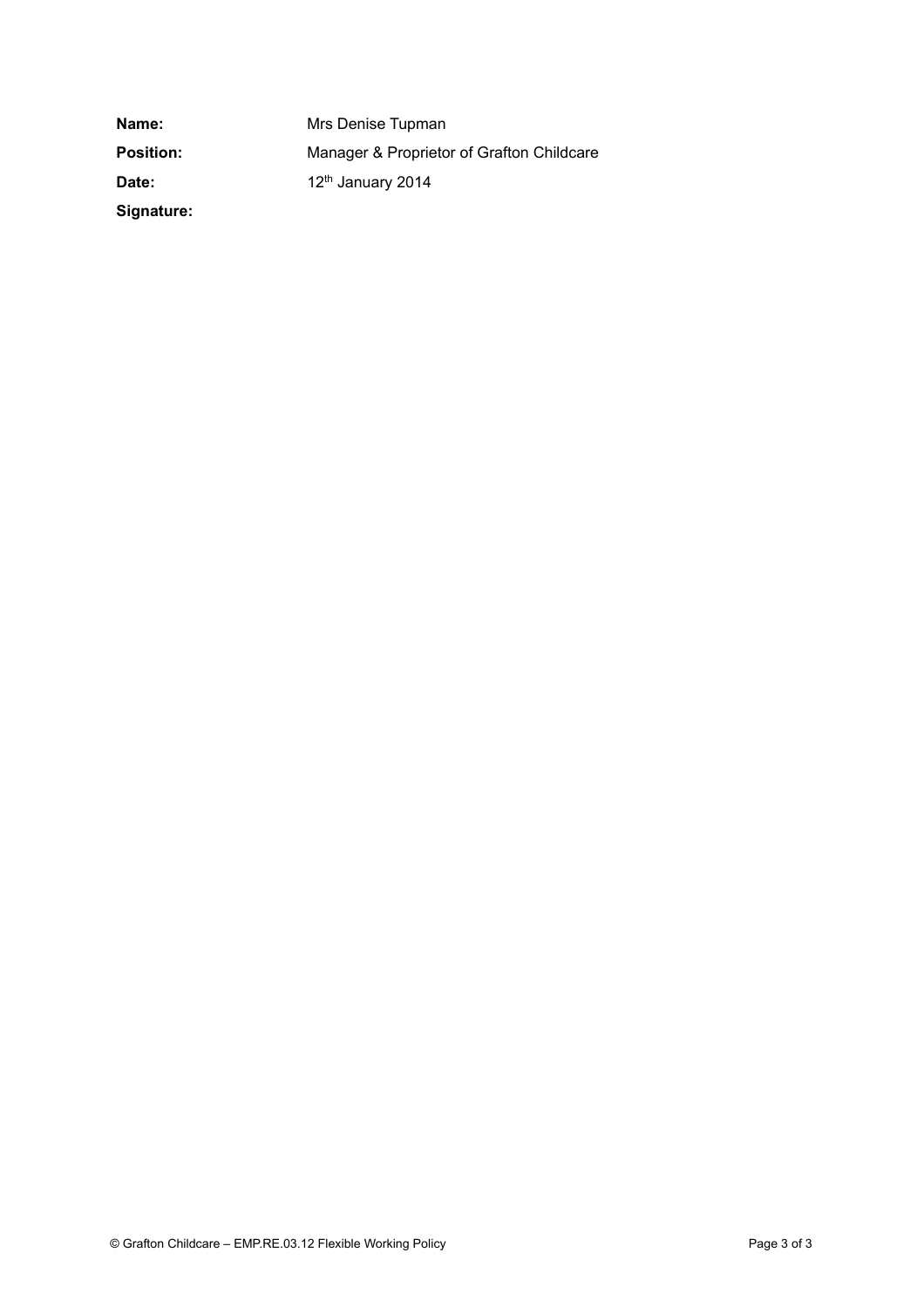| | |
|---|---|
| **Name:** | Mrs Denise Tupman |
| **Position:** | Manager & Proprietor of Grafton Childcare |
| **Date:** | 12th January 2014 |
| **Signature:** | |